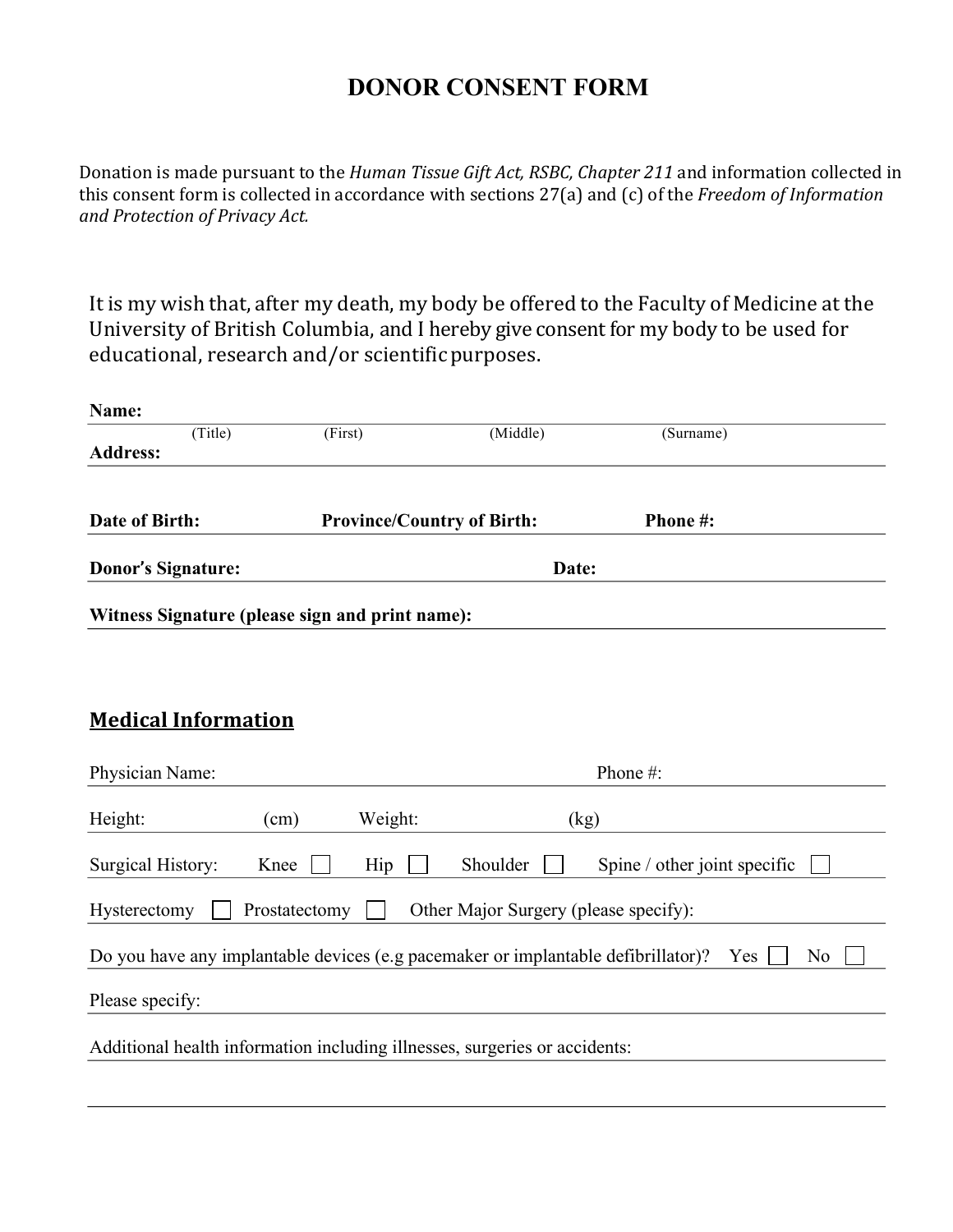# DONOR CONSENT FORM

Donation is made pursuant to the *Human Tissue Gift Act, RSBC, Chapter 211* and information collected in this consent form is collected in accordance with sections 27(a) and (c) of the *Freedom of Information and Protection of Privacy Act.*

It is my wish that, after my death, my body be offered to the Faculty of Medicine at the University of British Columbia, and I hereby give consent for my body to be used for educational, research and/or scientific purposes.

**Name:** ____________________________________________
(Title) (First) (Middle) (Surname)

**Address:** ____________________________________________

**Date of Birth:** __________ **Province/Country of Birth:** __________ **Phone #:** __________

**Donor's Signature:** ____________________ **Date:** __________

**Witness Signature (please sign and print name):** ____________________

## Medical Information

Physician Name: ____________________ Phone #: __________

Height: __________ (cm) Weight: __________ (kg)

Surgical History: Knee ☐ Hip ☐ Shoulder ☐ Spine / other joint specific ☐

Hysterectomy ☐ Prostatectomy ☐ Other Major Surgery (please specify): __________

Do you have any implantable devices (e.g pacemaker or implantable defibrillator)? Yes ☐ No ☐

Please specify: ____________________

Additional health information including illnesses, surgeries or accidents: ____________________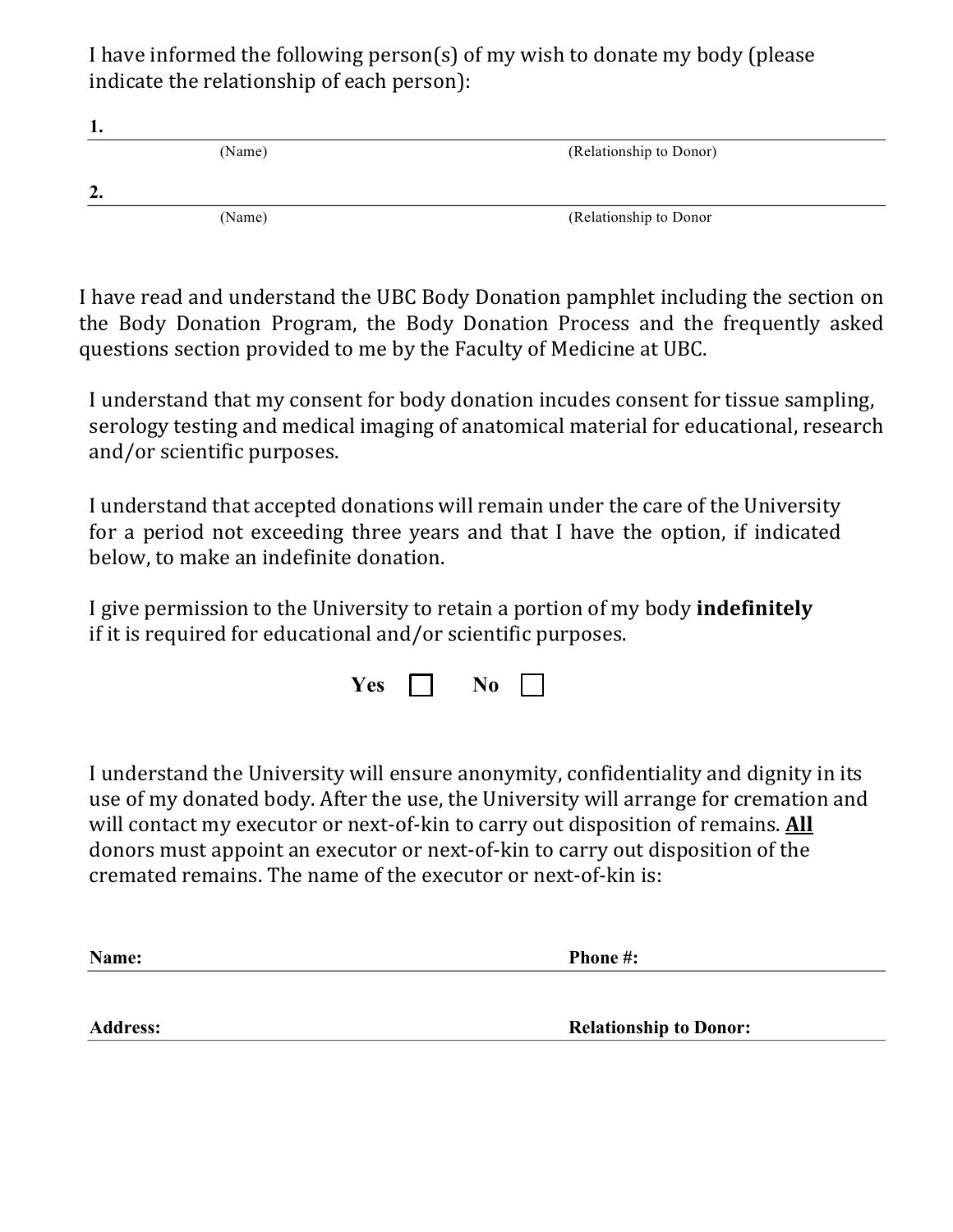I have informed the following person(s) of my wish to donate my body (please indicate the relationship of each person):

**1.** ______________________________________________________________

(Name) (Relationship to Donor)

**2.** ______________________________________________________________

(Name) (Relationship to Donor

I have read and understand the UBC Body Donation pamphlet including the section on the Body Donation Program, the Body Donation Process and the frequently asked questions section provided to me by the Faculty of Medicine at UBC.

I understand that my consent for body donation incudes consent for tissue sampling, serology testing and medical imaging of anatomical material for educational, research and/or scientific purposes.

I understand that accepted donations will remain under the care of the University for a period not exceeding three years and that I have the option, if indicated below, to make an indefinite donation.

I give permission to the University to retain a portion of my body **indefinitely** if it is required for educational and/or scientific purposes.

**Yes** ☐ **No** ☐

I understand the University will ensure anonymity, confidentiality and dignity in its use of my donated body. After the use, the University will arrange for cremation and will contact my executor or next-of-kin to carry out disposition of remains. **<u>All</u>** donors must appoint an executor or next-of-kin to carry out disposition of the cremated remains. The name of the executor or next-of-kin is:

**Name:** ______________________________ **Phone #:** ______________________________

**Address:** ______________________________ **Relationship to Donor:** ______________________________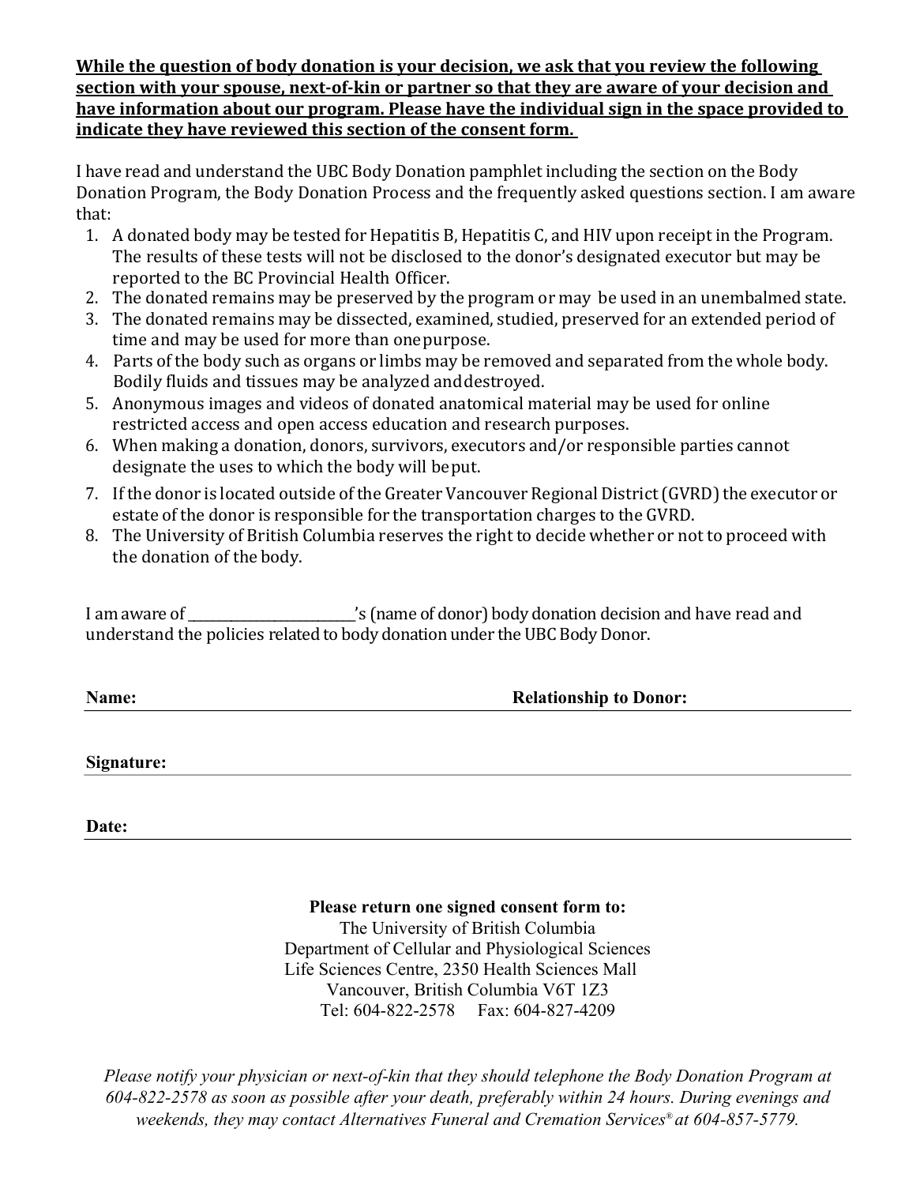**While the question of body donation is your decision, we ask that you review the following section with your spouse, next-of-kin or partner so that they are aware of your decision and have information about our program. Please have the individual sign in the space provided to indicate they have reviewed this section of the consent form.**

I have read and understand the UBC Body Donation pamphlet including the section on the Body Donation Program, the Body Donation Process and the frequently asked questions section. I am aware that:

1. A donated body may be tested for Hepatitis B, Hepatitis C, and HIV upon receipt in the Program. The results of these tests will not be disclosed to the donor's designated executor but may be reported to the BC Provincial Health Officer.
2. The donated remains may be preserved by the program or may be used in an unembalmed state.
3. The donated remains may be dissected, examined, studied, preserved for an extended period of time and may be used for more than one purpose.
4. Parts of the body such as organs or limbs may be removed and separated from the whole body. Bodily fluids and tissues may be analyzed and destroyed.
5. Anonymous images and videos of donated anatomical material may be used for online restricted access and open access education and research purposes.
6. When making a donation, donors, survivors, executors and/or responsible parties cannot designate the uses to which the body will be put.
7. If the donor is located outside of the Greater Vancouver Regional District (GVRD) the executor or estate of the donor is responsible for the transportation charges to the GVRD.
8. The University of British Columbia reserves the right to decide whether or not to proceed with the donation of the body.

I am aware of _________________________'s (name of donor) body donation decision and have read and understand the policies related to body donation under the UBC Body Donor.

**Name:** ______________________________ **Relationship to Donor:** ______________________________

**Signature:** ______________________________

**Date:** ______________________________

**Please return one signed consent form to:**
The University of British Columbia
Department of Cellular and Physiological Sciences
Life Sciences Centre, 2350 Health Sciences Mall
Vancouver, British Columbia V6T 1Z3
Tel: 604-822-2578 Fax: 604-827-4209

*Please notify your physician or next-of-kin that they should telephone the Body Donation Program at 604-822-2578 as soon as possible after your death, preferably within 24 hours. During evenings and weekends, they may contact Alternatives Funeral and Cremation Services® at 604-857-5779.*